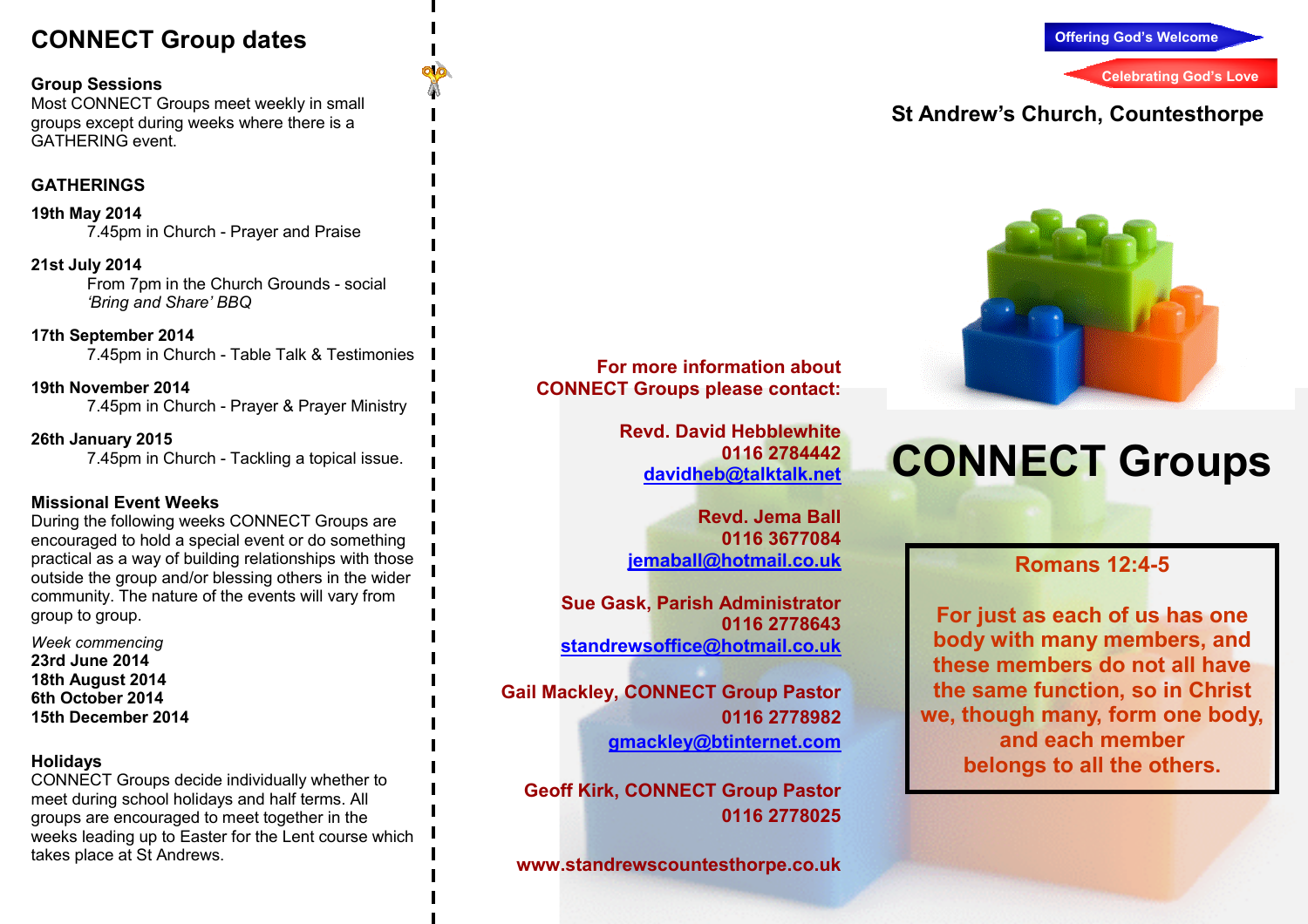# CONNECT Group dates

### Group Sessions

Most CONNECT Groups meet weekly in small groups except during weeks where there is a GATHERING event.

### GATHERINGS

**19th May 2014**
7.45pm in Church - Prayer and Praise

**21st July 2014**
From 7pm in the Church Grounds - social *'Bring and Share' BBQ*

**17th September 2014**
7.45pm in Church - Table Talk & Testimonies

**19th November 2014**
7.45pm in Church - Prayer & Prayer Ministry

**26th January 2015**
7.45pm in Church - Tackling a topical issue.

### Missional Event Weeks

During the following weeks CONNECT Groups are encouraged to hold a special event or do something practical as a way of building relationships with those outside the group and/or blessing others in the wider community. The nature of the events will vary from group to group.

*Week commencing*
**23rd June 2014**
**18th August 2014**
**6th October 2014**
**15th December 2014**

### Holidays

CONNECT Groups decide individually whether to meet during school holidays and half terms. All groups are encouraged to meet together in the weeks leading up to Easter for the Lent course which takes place at St Andrews.

**For more information about CONNECT Groups please contact:**

**Revd. David Hebblewhite**
**0116 2784442**
**davidheb@talktalk.net**

**Revd. Jema Ball**
**0116 3677084**
**jemaball@hotmail.co.uk**

**Sue Gask, Parish Administrator**
**0116 2778643**
**standrewsoffice@hotmail.co.uk**

**Gail Mackley, CONNECT Group Pastor**
**0116 2778982**
**gmackley@btinternet.com**

**Geoff Kirk, CONNECT Group Pastor**
**0116 2778025**

**www.standrewscountesthorpe.co.uk**

Offering God's Welcome

Celebrating God's Love

**St Andrew's Church, Countesthorpe**

# CONNECT Groups

**Romans 12:4-5**

**For just as each of us has one body with many members, and these members do not all have the same function, so in Christ we, though many, form one body, and each member belongs to all the others.**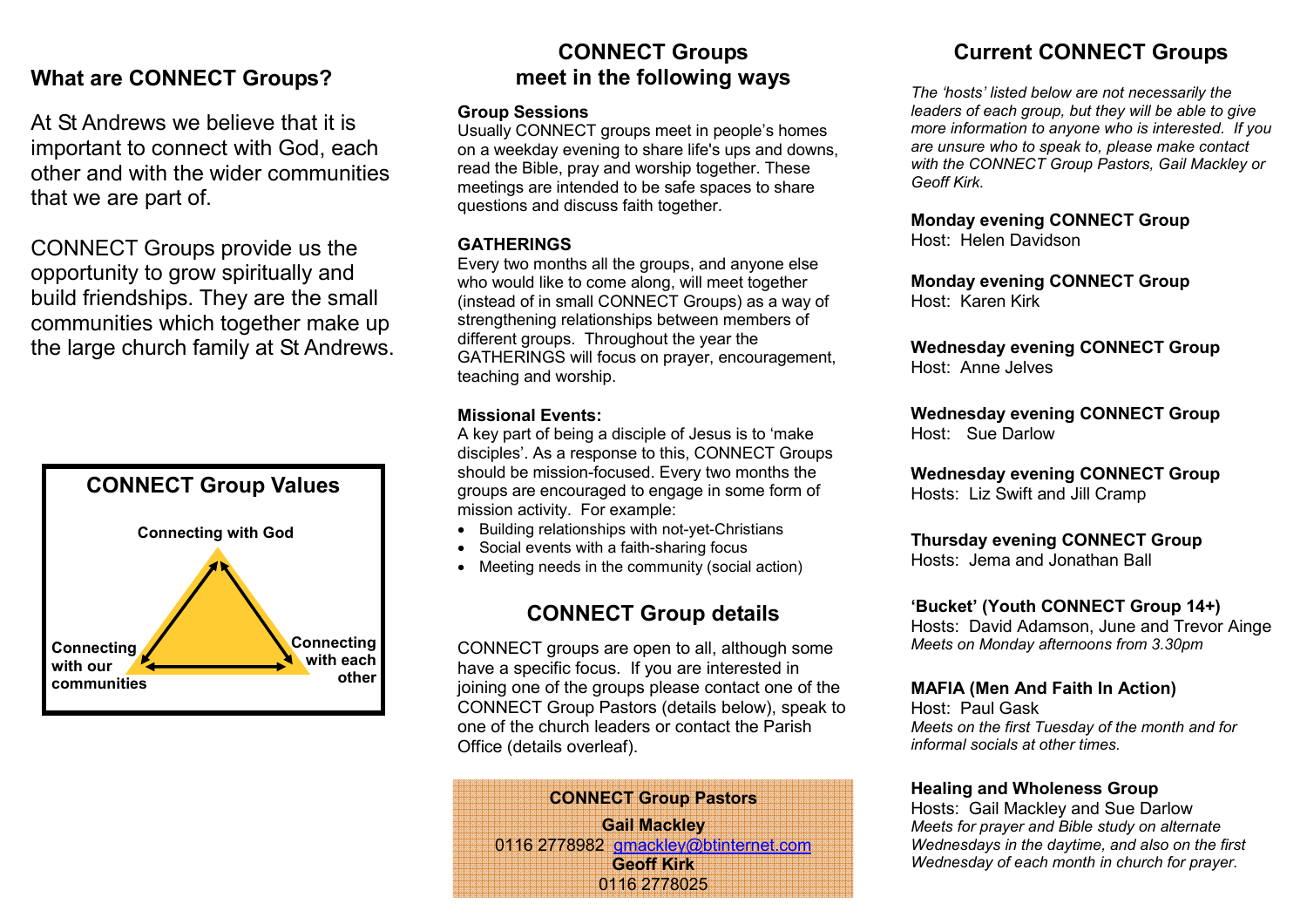## What are CONNECT Groups?

At St Andrews we believe that it is important to connect with God, each other and with the wider communities that we are part of.

CONNECT Groups provide us the opportunity to grow spiritually and build friendships. They are the small communities which together make up the large church family at St Andrews.

### CONNECT Group Values

Connecting with God

Connecting with our communities

Connecting with each other

## CONNECT Groups meet in the following ways

**Group Sessions**
Usually CONNECT groups meet in people's homes on a weekday evening to share life's ups and downs, read the Bible, pray and worship together. These meetings are intended to be safe spaces to share questions and discuss faith together.

**GATHERINGS**
Every two months all the groups, and anyone else who would like to come along, will meet together (instead of in small CONNECT Groups) as a way of strengthening relationships between members of different groups. Throughout the year the GATHERINGS will focus on prayer, encouragement, teaching and worship.

**Missional Events:**
A key part of being a disciple of Jesus is to 'make disciples'. As a response to this, CONNECT Groups should be mission-focused. Every two months the groups are encouraged to engage in some form of mission activity. For example:

- Building relationships with not-yet-Christians
- Social events with a faith-sharing focus
- Meeting needs in the community (social action)

## CONNECT Group details

CONNECT groups are open to all, although some have a specific focus. If you are interested in joining one of the groups please contact one of the CONNECT Group Pastors (details below), speak to one of the church leaders or contact the Parish Office (details overleaf).

**CONNECT Group Pastors**
**Gail Mackley**
0116 2778982 gmackley@btinternet.com
**Geoff Kirk**
0116 2778025

## Current CONNECT Groups

*The 'hosts' listed below are not necessarily the leaders of each group, but they will be able to give more information to anyone who is interested. If you are unsure who to speak to, please make contact with the CONNECT Group Pastors, Gail Mackley or Geoff Kirk.*

**Monday evening CONNECT Group**
Host: Helen Davidson

**Monday evening CONNECT Group**
Host: Karen Kirk

**Wednesday evening CONNECT Group**
Host: Anne Jelves

**Wednesday evening CONNECT Group**
Host: Sue Darlow

**Wednesday evening CONNECT Group**
Hosts: Liz Swift and Jill Cramp

**Thursday evening CONNECT Group**
Hosts: Jema and Jonathan Ball

**'Bucket' (Youth CONNECT Group 14+)**
Hosts: David Adamson, June and Trevor Ainge
*Meets on Monday afternoons from 3.30pm*

**MAFIA (Men And Faith In Action)**
Host: Paul Gask
*Meets on the first Tuesday of the month and for informal socials at other times.*

**Healing and Wholeness Group**
Hosts: Gail Mackley and Sue Darlow
*Meets for prayer and Bible study on alternate Wednesdays in the daytime, and also on the first Wednesday of each month in church for prayer.*